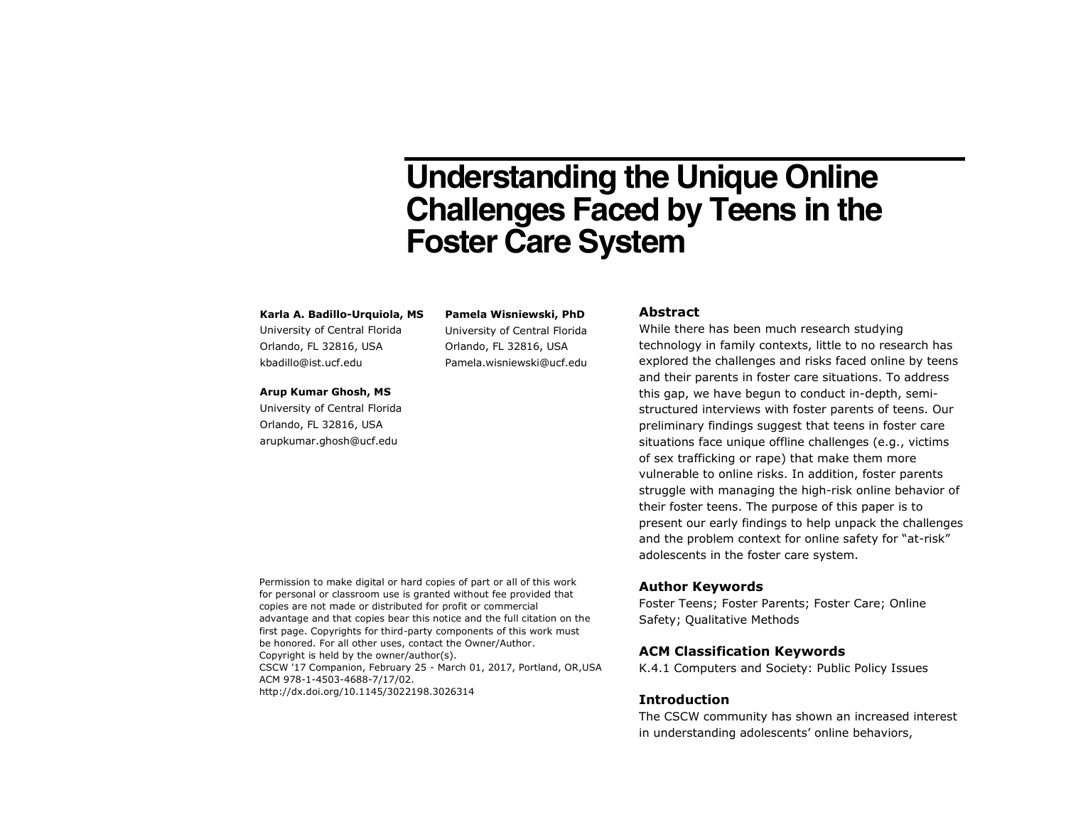# Understanding the Unique Online Challenges Faced by Teens in the Foster Care System

**Karla A. Badillo-Urquiola, MS**
University of Central Florida
Orlando, FL 32816, USA
kbadillo@ist.ucf.edu

**Pamela Wisniewski, PhD**
University of Central Florida
Orlando, FL 32816, USA
Pamela.wisniewski@ucf.edu

**Arup Kumar Ghosh, MS**
University of Central Florida
Orlando, FL 32816, USA
arupkumar.ghosh@ucf.edu

Permission to make digital or hard copies of part or all of this work for personal or classroom use is granted without fee provided that copies are not made or distributed for profit or commercial advantage and that copies bear this notice and the full citation on the first page. Copyrights for third-party components of this work must be honored. For all other uses, contact the Owner/Author.
Copyright is held by the owner/author(s).
CSCW '17 Companion, February 25 - March 01, 2017, Portland, OR,USA
ACM 978-1-4503-4688-7/17/02.
http://dx.doi.org/10.1145/3022198.3026314

## Abstract

While there has been much research studying technology in family contexts, little to no research has explored the challenges and risks faced online by teens and their parents in foster care situations. To address this gap, we have begun to conduct in-depth, semi-structured interviews with foster parents of teens. Our preliminary findings suggest that teens in foster care situations face unique offline challenges (e.g., victims of sex trafficking or rape) that make them more vulnerable to online risks. In addition, foster parents struggle with managing the high-risk online behavior of their foster teens. The purpose of this paper is to present our early findings to help unpack the challenges and the problem context for online safety for "at-risk" adolescents in the foster care system.

## Author Keywords

Foster Teens; Foster Parents; Foster Care; Online Safety; Qualitative Methods

## ACM Classification Keywords

K.4.1 Computers and Society: Public Policy Issues

## Introduction

The CSCW community has shown an increased interest in understanding adolescents' online behaviors,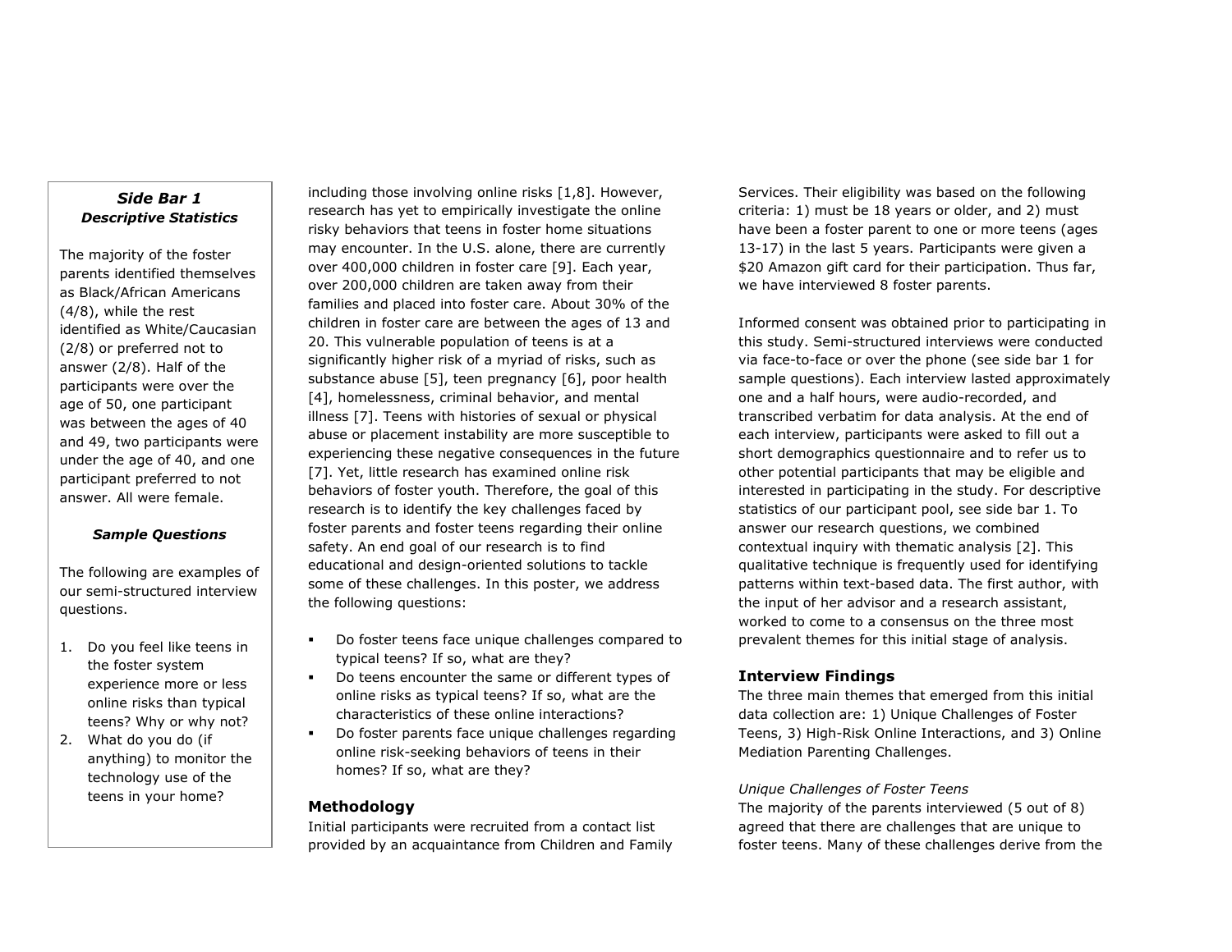### *Side Bar 1*

#### *Descriptive Statistics*

The majority of the foster parents identified themselves as Black/African Americans (4/8), while the rest identified as White/Caucasian (2/8) or preferred not to answer (2/8). Half of the participants were over the age of 50, one participant was between the ages of 40 and 49, two participants were under the age of 40, and one participant preferred to not answer. All were female.

#### *Sample Questions*

The following are examples of our semi-structured interview questions.

1. Do you feel like teens in the foster system experience more or less online risks than typical teens? Why or why not?
2. What do you do (if anything) to monitor the technology use of the teens in your home?

including those involving online risks [1,8]. However, research has yet to empirically investigate the online risky behaviors that teens in foster home situations may encounter. In the U.S. alone, there are currently over 400,000 children in foster care [9]. Each year, over 200,000 children are taken away from their families and placed into foster care. About 30% of the children in foster care are between the ages of 13 and 20. This vulnerable population of teens is at a significantly higher risk of a myriad of risks, such as substance abuse [5], teen pregnancy [6], poor health [4], homelessness, criminal behavior, and mental illness [7]. Teens with histories of sexual or physical abuse or placement instability are more susceptible to experiencing these negative consequences in the future [7]. Yet, little research has examined online risk behaviors of foster youth. Therefore, the goal of this research is to identify the key challenges faced by foster parents and foster teens regarding their online safety. An end goal of our research is to find educational and design-oriented solutions to tackle some of these challenges. In this poster, we address the following questions:

- Do foster teens face unique challenges compared to typical teens? If so, what are they?
- Do teens encounter the same or different types of online risks as typical teens? If so, what are the characteristics of these online interactions?
- Do foster parents face unique challenges regarding online risk-seeking behaviors of teens in their homes? If so, what are they?

## Methodology

Initial participants were recruited from a contact list provided by an acquaintance from Children and Family Services. Their eligibility was based on the following criteria: 1) must be 18 years or older, and 2) must have been a foster parent to one or more teens (ages 13-17) in the last 5 years. Participants were given a $20 Amazon gift card for their participation. Thus far, we have interviewed 8 foster parents.

Informed consent was obtained prior to participating in this study. Semi-structured interviews were conducted via face-to-face or over the phone (see side bar 1 for sample questions). Each interview lasted approximately one and a half hours, were audio-recorded, and transcribed verbatim for data analysis. At the end of each interview, participants were asked to fill out a short demographics questionnaire and to refer us to other potential participants that may be eligible and interested in participating in the study. For descriptive statistics of our participant pool, see side bar 1. To answer our research questions, we combined contextual inquiry with thematic analysis [2]. This qualitative technique is frequently used for identifying patterns within text-based data. The first author, with the input of her advisor and a research assistant, worked to come to a consensus on the three most prevalent themes for this initial stage of analysis.

## Interview Findings

The three main themes that emerged from this initial data collection are: 1) Unique Challenges of Foster Teens, 3) High-Risk Online Interactions, and 3) Online Mediation Parenting Challenges.

*Unique Challenges of Foster Teens*

The majority of the parents interviewed (5 out of 8) agreed that there are challenges that are unique to foster teens. Many of these challenges derive from the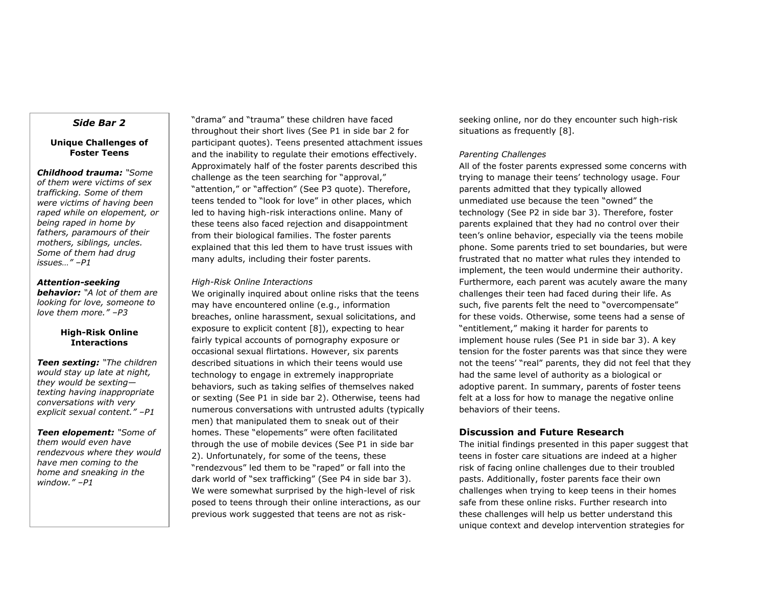### *Side Bar 2*

**Unique Challenges of Foster Teens**

***Childhood trauma:*** *"Some of them were victims of sex trafficking. Some of them were victims of having been raped while on elopement, or being raped in home by fathers, paramours of their mothers, siblings, uncles. Some of them had drug issues…" –P1*

***Attention-seeking behavior:*** *"A lot of them are looking for love, someone to love them more." –P3*

**High-Risk Online Interactions**

***Teen sexting:*** *"The children would stay up late at night, they would be sexting—texting having inappropriate conversations with very explicit sexual content." –P1*

***Teen elopement:*** *"Some of them would even have rendezvous where they would have men coming to the home and sneaking in the window." –P1*

"drama" and "trauma" these children have faced throughout their short lives (See P1 in side bar 2 for participant quotes). Teens presented attachment issues and the inability to regulate their emotions effectively. Approximately half of the foster parents described this challenge as the teen searching for "approval," "attention," or "affection" (See P3 quote). Therefore, teens tended to "look for love" in other places, which led to having high-risk interactions online. Many of these teens also faced rejection and disappointment from their biological families. The foster parents explained that this led them to have trust issues with many adults, including their foster parents.

*High-Risk Online Interactions*

We originally inquired about online risks that the teens may have encountered online (e.g., information breaches, online harassment, sexual solicitations, and exposure to explicit content [8]), expecting to hear fairly typical accounts of pornography exposure or occasional sexual flirtations. However, six parents described situations in which their teens would use technology to engage in extremely inappropriate behaviors, such as taking selfies of themselves naked or sexting (See P1 in side bar 2). Otherwise, teens had numerous conversations with untrusted adults (typically men) that manipulated them to sneak out of their homes. These "elopements" were often facilitated through the use of mobile devices (See P1 in side bar 2). Unfortunately, for some of the teens, these "rendezvous" led them to be "raped" or fall into the dark world of "sex trafficking" (See P4 in side bar 3). We were somewhat surprised by the high-level of risk posed to teens through their online interactions, as our previous work suggested that teens are not as risk-seeking online, nor do they encounter such high-risk situations as frequently [8].

*Parenting Challenges*

All of the foster parents expressed some concerns with trying to manage their teens' technology usage. Four parents admitted that they typically allowed unmediated use because the teen "owned" the technology (See P2 in side bar 3). Therefore, foster parents explained that they had no control over their teen's online behavior, especially via the teens mobile phone. Some parents tried to set boundaries, but were frustrated that no matter what rules they intended to implement, the teen would undermine their authority. Furthermore, each parent was acutely aware the many challenges their teen had faced during their life. As such, five parents felt the need to "overcompensate" for these voids. Otherwise, some teens had a sense of "entitlement," making it harder for parents to implement house rules (See P1 in side bar 3). A key tension for the foster parents was that since they were not the teens' "real" parents, they did not feel that they had the same level of authority as a biological or adoptive parent. In summary, parents of foster teens felt at a loss for how to manage the negative online behaviors of their teens.

## Discussion and Future Research

The initial findings presented in this paper suggest that teens in foster care situations are indeed at a higher risk of facing online challenges due to their troubled pasts. Additionally, foster parents face their own challenges when trying to keep teens in their homes safe from these online risks. Further research into these challenges will help us better understand this unique context and develop intervention strategies for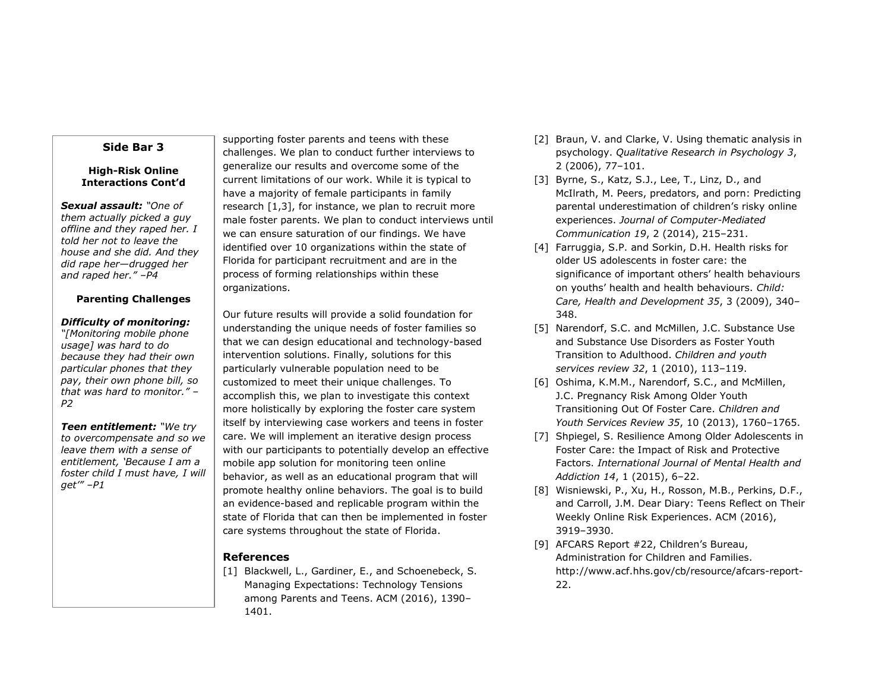### Side Bar 3

**High-Risk Online Interactions Cont'd**

***Sexual assault:*** *"One of them actually picked a guy offline and they raped her. I told her not to leave the house and she did. And they did rape her—drugged her and raped her." –P4*

**Parenting Challenges**

***Difficulty of monitoring:*** *"[Monitoring mobile phone usage] was hard to do because they had their own particular phones that they pay, their own phone bill, so that was hard to monitor." –P2*

***Teen entitlement:*** *"We try to overcompensate and so we leave them with a sense of entitlement, 'Because I am a foster child I must have, I will get'" –P1*

supporting foster parents and teens with these challenges. We plan to conduct further interviews to generalize our results and overcome some of the current limitations of our work. While it is typical to have a majority of female participants in family research [1,3], for instance, we plan to recruit more male foster parents. We plan to conduct interviews until we can ensure saturation of our findings. We have identified over 10 organizations within the state of Florida for participant recruitment and are in the process of forming relationships within these organizations.

Our future results will provide a solid foundation for understanding the unique needs of foster families so that we can design educational and technology-based intervention solutions. Finally, solutions for this particularly vulnerable population need to be customized to meet their unique challenges. To accomplish this, we plan to investigate this context more holistically by exploring the foster care system itself by interviewing case workers and teens in foster care. We will implement an iterative design process with our participants to potentially develop an effective mobile app solution for monitoring teen online behavior, as well as an educational program that will promote healthy online behaviors. The goal is to build an evidence-based and replicable program within the state of Florida that can then be implemented in foster care systems throughout the state of Florida.

## References

[1] Blackwell, L., Gardiner, E., and Schoenebeck, S. Managing Expectations: Technology Tensions among Parents and Teens. ACM (2016), 1390–1401.

[2] Braun, V. and Clarke, V. Using thematic analysis in psychology. *Qualitative Research in Psychology 3*, 2 (2006), 77–101.

[3] Byrne, S., Katz, S.J., Lee, T., Linz, D., and McIlrath, M. Peers, predators, and porn: Predicting parental underestimation of children's risky online experiences. *Journal of Computer-Mediated Communication 19*, 2 (2014), 215–231.

[4] Farruggia, S.P. and Sorkin, D.H. Health risks for older US adolescents in foster care: the significance of important others' health behaviours on youths' health and health behaviours. *Child: Care, Health and Development 35*, 3 (2009), 340–348.

[5] Narendorf, S.C. and McMillen, J.C. Substance Use and Substance Use Disorders as Foster Youth Transition to Adulthood. *Children and youth services review 32*, 1 (2010), 113–119.

[6] Oshima, K.M.M., Narendorf, S.C., and McMillen, J.C. Pregnancy Risk Among Older Youth Transitioning Out Of Foster Care. *Children and Youth Services Review 35*, 10 (2013), 1760–1765.

[7] Shpiegel, S. Resilience Among Older Adolescents in Foster Care: the Impact of Risk and Protective Factors. *International Journal of Mental Health and Addiction 14*, 1 (2015), 6–22.

[8] Wisniewski, P., Xu, H., Rosson, M.B., Perkins, D.F., and Carroll, J.M. Dear Diary: Teens Reflect on Their Weekly Online Risk Experiences. ACM (2016), 3919–3930.

[9] AFCARS Report #22, Children's Bureau, Administration for Children and Families. http://www.acf.hhs.gov/cb/resource/afcars-report-22.